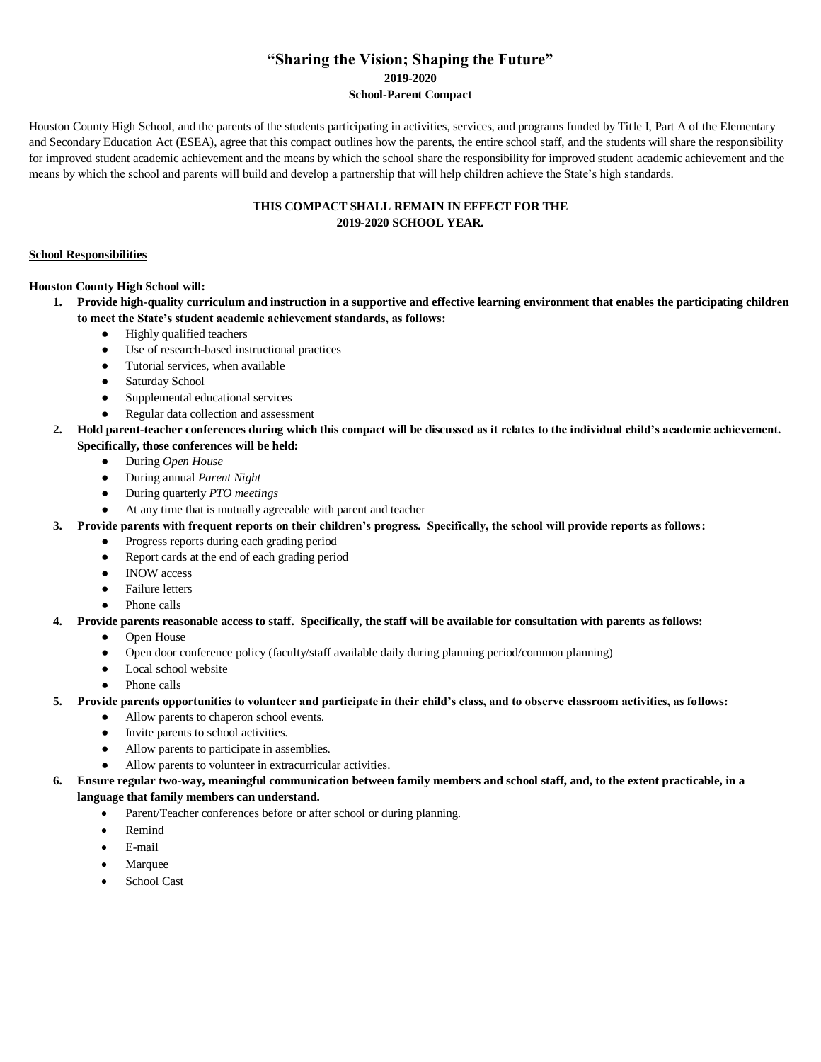# "Sharing the Vision; Shaping the Future"

**2019-2020**

**School-Parent Compact**

Houston County High School, and the parents of the students participating in activities, services, and programs funded by Title I, Part A of the Elementary and Secondary Education Act (ESEA), agree that this compact outlines how the parents, the entire school staff, and the students will share the responsibility for improved student academic achievement and the means by which the school share the responsibility for improved student academic achievement and the means by which the school and parents will build and develop a partnership that will help children achieve the State's high standards.

**THIS COMPACT SHALL REMAIN IN EFFECT FOR THE 2019-2020 SCHOOL YEAR.**

**School Responsibilities**

**Houston County High School will:**

1. **Provide high-quality curriculum and instruction in a supportive and effective learning environment that enables the participating children to meet the State's student academic achievement standards, as follows:**
   - Highly qualified teachers
   - Use of research-based instructional practices
   - Tutorial services, when available
   - Saturday School
   - Supplemental educational services
   - Regular data collection and assessment
2. **Hold parent-teacher conferences during which this compact will be discussed as it relates to the individual child's academic achievement. Specifically, those conferences will be held:**
   - During *Open House*
   - During annual *Parent Night*
   - During quarterly *PTO meetings*
   - At any time that is mutually agreeable with parent and teacher
3. **Provide parents with frequent reports on their children's progress. Specifically, the school will provide reports as follows:**
   - Progress reports during each grading period
   - Report cards at the end of each grading period
   - INOW access
   - Failure letters
   - Phone calls
4. **Provide parents reasonable access to staff. Specifically, the staff will be available for consultation with parents as follows:**
   - Open House
   - Open door conference policy (faculty/staff available daily during planning period/common planning)
   - Local school website
   - Phone calls
5. **Provide parents opportunities to volunteer and participate in their child's class, and to observe classroom activities, as follows:**
   - Allow parents to chaperon school events.
   - Invite parents to school activities.
   - Allow parents to participate in assemblies.
   - Allow parents to volunteer in extracurricular activities.
6. **Ensure regular two-way, meaningful communication between family members and school staff, and, to the extent practicable, in a language that family members can understand.**
   - Parent/Teacher conferences before or after school or during planning.
   - Remind
   - E-mail
   - Marquee
   - School Cast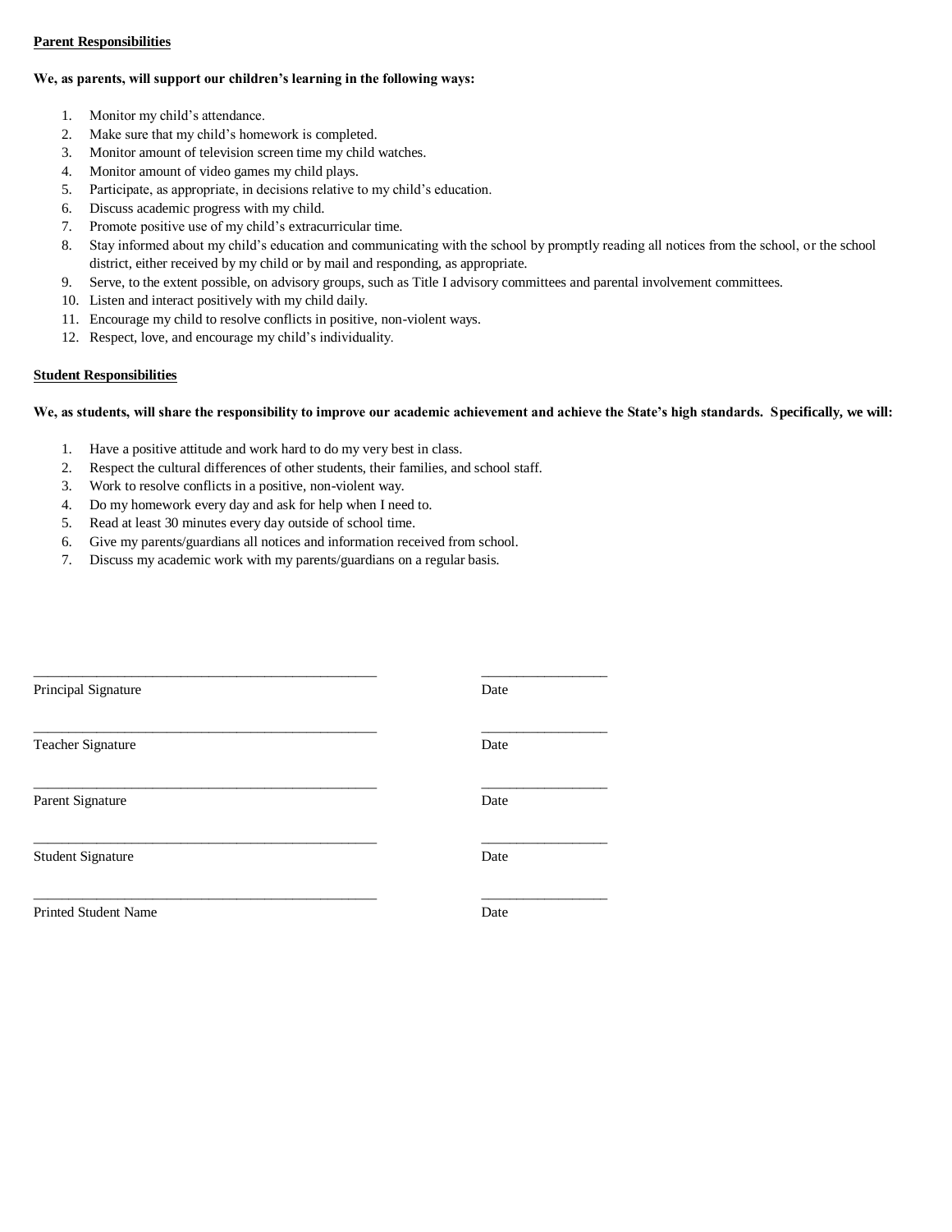**Parent Responsibilities**

**We, as parents, will support our children's learning in the following ways:**

1. Monitor my child's attendance.
2. Make sure that my child's homework is completed.
3. Monitor amount of television screen time my child watches.
4. Monitor amount of video games my child plays.
5. Participate, as appropriate, in decisions relative to my child's education.
6. Discuss academic progress with my child.
7. Promote positive use of my child's extracurricular time.
8. Stay informed about my child's education and communicating with the school by promptly reading all notices from the school, or the school district, either received by my child or by mail and responding, as appropriate.
9. Serve, to the extent possible, on advisory groups, such as Title I advisory committees and parental involvement committees.
10. Listen and interact positively with my child daily.
11. Encourage my child to resolve conflicts in positive, non-violent ways.
12. Respect, love, and encourage my child's individuality.

**Student Responsibilities**

**We, as students, will share the responsibility to improve our academic achievement and achieve the State's high standards. Specifically, we will:**

1. Have a positive attitude and work hard to do my very best in class.
2. Respect the cultural differences of other students, their families, and school staff.
3. Work to resolve conflicts in a positive, non-violent way.
4. Do my homework every day and ask for help when I need to.
5. Read at least 30 minutes every day outside of school time.
6. Give my parents/guardians all notices and information received from school.
7. Discuss my academic work with my parents/guardians on a regular basis.

_________________________________________________ _________________

Principal Signature Date

_________________________________________________ _________________

Teacher Signature Date

_________________________________________________ _________________

Parent Signature Date

_________________________________________________ _________________

Student Signature Date

_________________________________________________ _________________

Printed Student Name Date